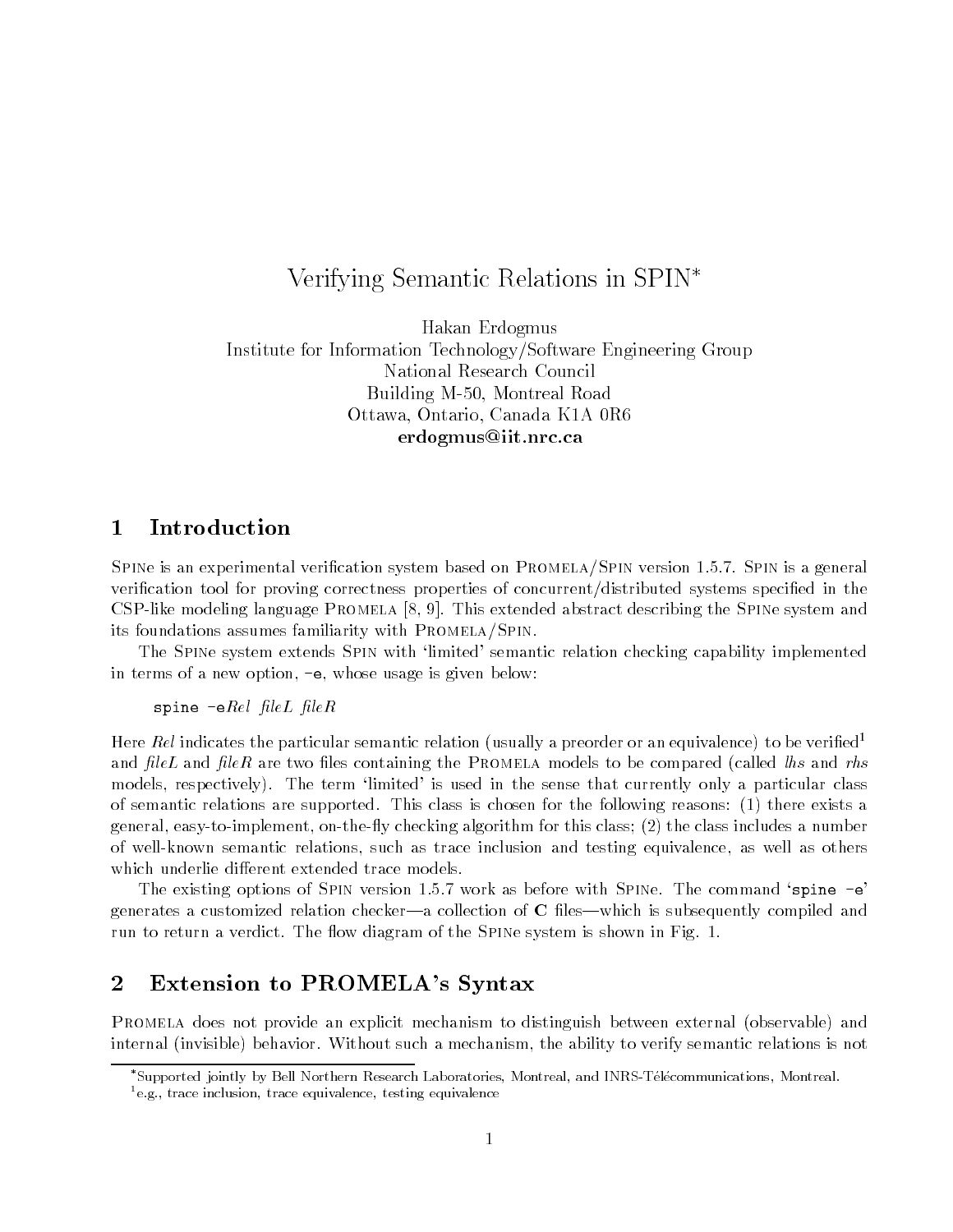# Verifying Semantic Relations in SPIN*

Hakan Erdogmus
Institute for Information Technology/Software Engineering Group
National Research Council
Building M-50, Montreal Road
Ottawa, Ontario, Canada K1A 0R6
**erdogmus@iit.nrc.ca**

## 1 Introduction

SPINe is an experimental verification system based on PROMELA/SPIN version 1.5.7. SPIN is a general verification tool for proving correctness properties of concurrent/distributed systems specified in the CSP-like modeling language PROMELA [8, 9]. This extended abstract describing the SPINe system and its foundations assumes familiarity with PROMELA/SPIN.

The SPINe system extends SPIN with 'limited' semantic relation checking capability implemented in terms of a new option, `-e`, whose usage is given below:

`spine -e`*Rel fileL fileR*

Here *Rel* indicates the particular semantic relation (usually a preorder or an equivalence) to be verified[1] and *fileL* and *fileR* are two files containing the PROMELA models to be compared (called *lhs* and *rhs* models, respectively). The term 'limited' is used in the sense that currently only a particular class of semantic relations are supported. This class is chosen for the following reasons: (1) there exists a general, easy-to-implement, on-the-fly checking algorithm for this class; (2) the class includes a number of well-known semantic relations, such as trace inclusion and testing equivalence, as well as others which underlie different extended trace models.

The existing options of SPIN version 1.5.7 work as before with SPINe. The command '`spine -e`' generates a customized relation checker—a collection of **C** files—which is subsequently compiled and run to return a verdict. The flow diagram of the SPINe system is shown in Fig. 1.

## 2 Extension to PROMELA's Syntax

PROMELA does not provide an explicit mechanism to distinguish between external (observable) and internal (invisible) behavior. Without such a mechanism, the ability to verify semantic relations is not

*Supported jointly by Bell Northern Research Laboratories, Montreal, and INRS-Télécommunications, Montreal.

[1] e.g., trace inclusion, trace equivalence, testing equivalence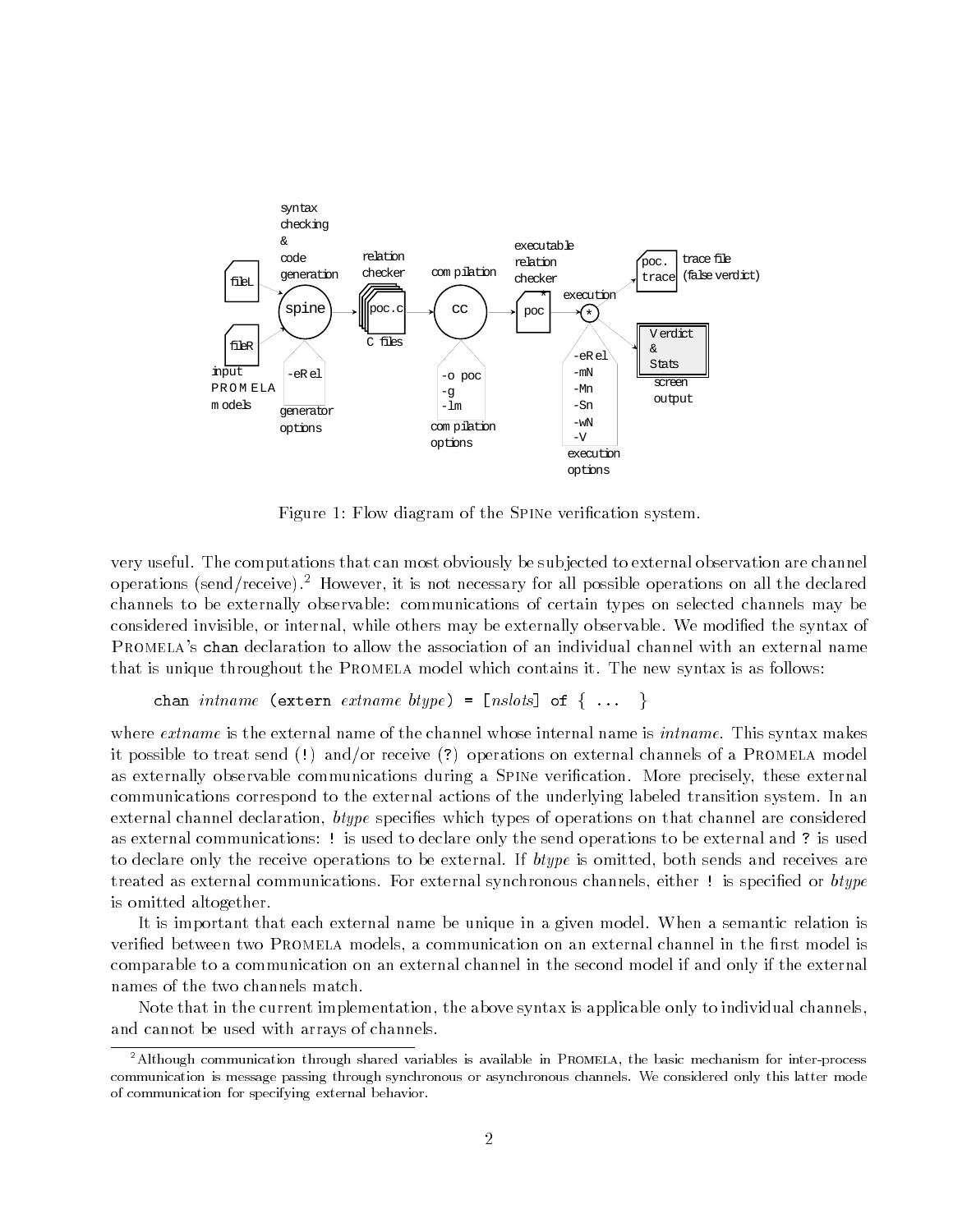Figure 1: Flow diagram of the SPINe verification system.

very useful. The computations that can most obviously be subjected to external observation are channel operations (send/receive).[2] However, it is not necessary for all possible operations on all the declared channels to be externally observable: communications of certain types on selected channels may be considered invisible, or internal, while others may be externally observable. We modified the syntax of PROMELA's `chan` declaration to allow the association of an individual channel with an external name that is unique throughout the PROMELA model which contains it. The new syntax is as follows:

```
chan intname (extern extname btype) = [nslots] of { ... }
```

where *extname* is the external name of the channel whose internal name is *intname*. This syntax makes it possible to treat send (`!`) and/or receive (`?`) operations on external channels of a PROMELA model as externally observable communications during a SPINe verification. More precisely, these external communications correspond to the external actions of the underlying labeled transition system. In an external channel declaration, *btype* specifies which types of operations on that channel are considered as external communications: `!` is used to declare only the send operations to be external and `?` is used to declare only the receive operations to be external. If *btype* is omitted, both sends and receives are treated as external communications. For external synchronous channels, either `!` is specified or *btype* is omitted altogether.

It is important that each external name be unique in a given model. When a semantic relation is verified between two PROMELA models, a communication on an external channel in the first model is comparable to a communication on an external channel in the second model if and only if the external names of the two channels match.

Note that in the current implementation, the above syntax is applicable only to individual channels, and cannot be used with arrays of channels.

[2] Although communication through shared variables is available in PROMELA, the basic mechanism for inter-process communication is message passing through synchronous or asynchronous channels. We considered only this latter mode of communication for specifying external behavior.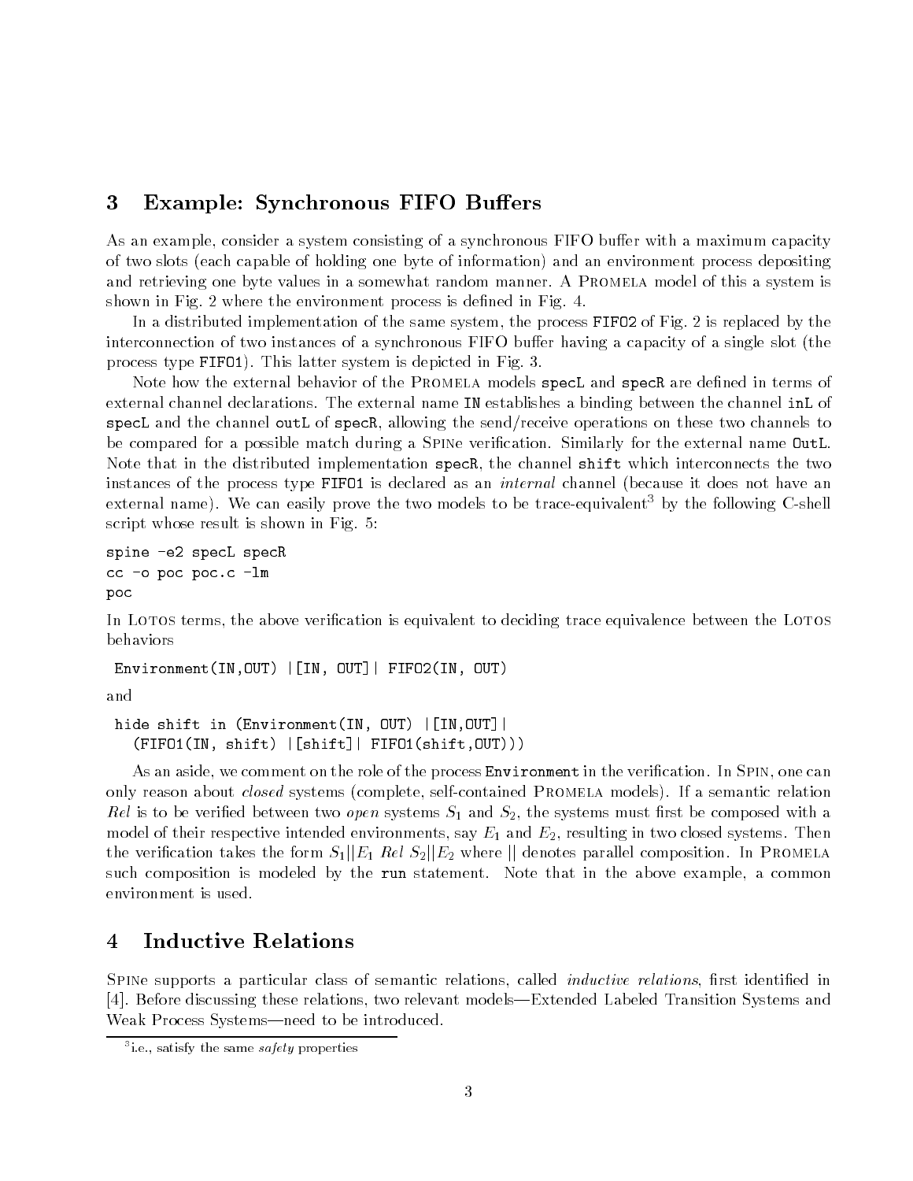## 3 Example: Synchronous FIFO Buffers

As an example, consider a system consisting of a synchronous FIFO buffer with a maximum capacity of two slots (each capable of holding one byte of information) and an environment process depositing and retrieving one byte values in a somewhat random manner. A Promela model of this a system is shown in Fig. 2 where the environment process is defined in Fig. 4.

In a distributed implementation of the same system, the process `FIFO2` of Fig. 2 is replaced by the interconnection of two instances of a synchronous FIFO buffer having a capacity of a single slot (the process type `FIFO1`). This latter system is depicted in Fig. 3.

Note how the external behavior of the Promela models `specL` and `specR` are defined in terms of external channel declarations. The external name `IN` establishes a binding between the channel `inL` of `specL` and the channel `outL` of `specR`, allowing the send/receive operations on these two channels to be compared for a possible match during a SPINe verification. Similarly for the external name `OutL`. Note that in the distributed implementation `specR`, the channel `shift` which interconnects the two instances of the process type `FIFO1` is declared as an *internal* channel (because it does not have an external name). We can easily prove the two models to be trace-equivalent[3] by the following C-shell script whose result is shown in Fig. 5:

```
spine -e2 specL specR
cc -o poc poc.c -lm
poc
```

In Lotos terms, the above verification is equivalent to deciding trace equivalence between the Lotos behaviors

```
Environment(IN,OUT) |[IN, OUT]| FIFO2(IN, OUT)
```

and

```
hide shift in (Environment(IN, OUT) |[IN,OUT]|
  (FIFO1(IN, shift) |[shift]| FIFO1(shift,OUT)))
```

As an aside, we comment on the role of the process `Environment` in the verification. In Spin, one can only reason about *closed* systems (complete, self-contained Promela models). If a semantic relation *Rel* is to be verified between two *open* systems $S_1$ and $S_2$, the systems must first be composed with a model of their respective intended environments, say $E_1$ and $E_2$, resulting in two closed systems. Then the verification takes the form $S_1||E_1 \; Rel \; S_2||E_2$ where $||$ denotes parallel composition. In Promela such composition is modeled by the `run` statement. Note that in the above example, a common environment is used.

## 4 Inductive Relations

SPINe supports a particular class of semantic relations, called *inductive relations*, first identified in [4]. Before discussing these relations, two relevant models—Extended Labeled Transition Systems and Weak Process Systems—need to be introduced.

[3] i.e., satisfy the same *safety* properties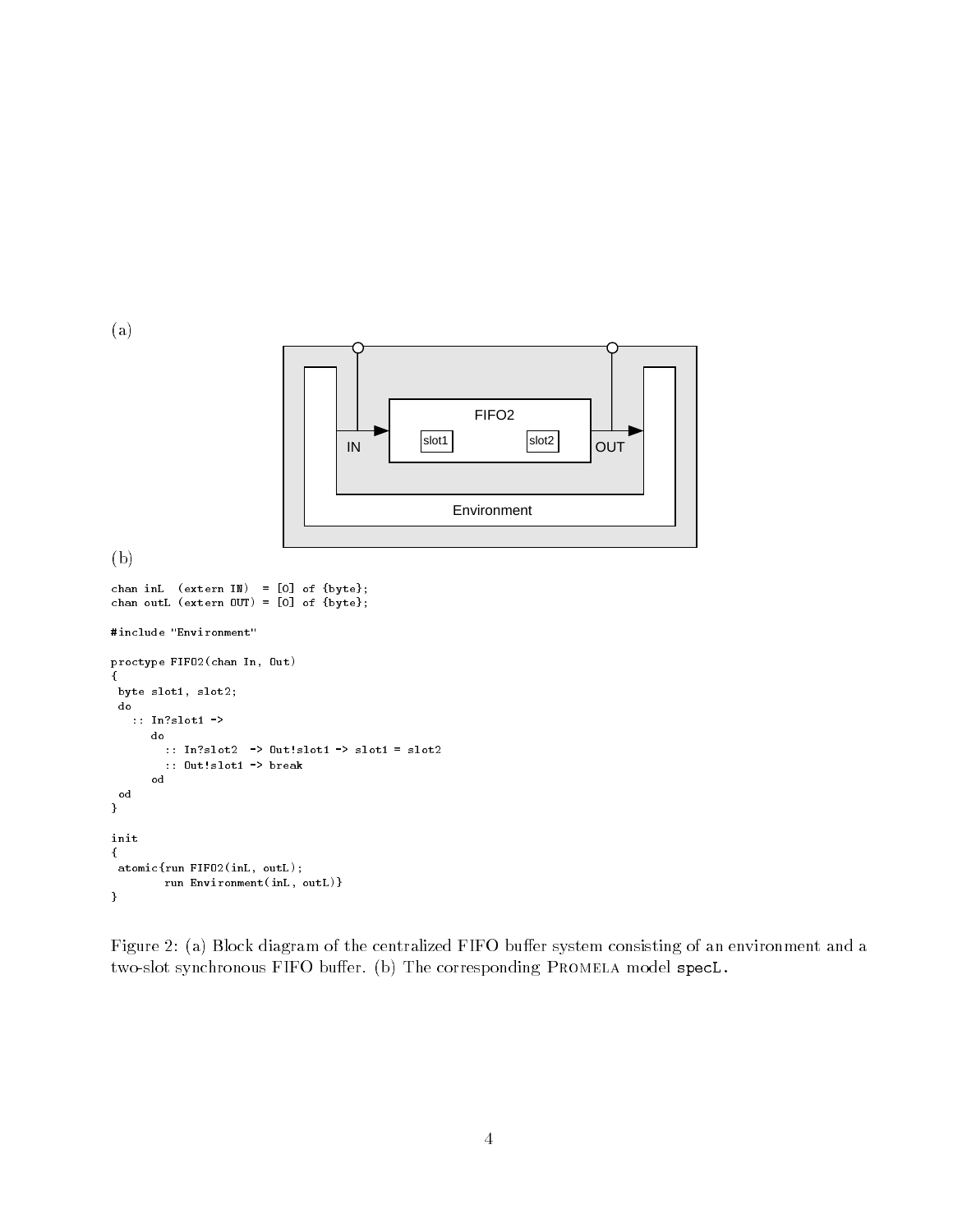(a)

(b)

```
chan inL  (extern IN)  = [0] of {byte};
chan outL (extern OUT) = [0] of {byte};

#include "Environment"

proctype FIFO2(chan In, Out)
{
 byte slot1, slot2;
 do
   :: In?slot1 ->
      do
        :: In?slot2  -> Out!slot1 -> slot1 = slot2
        :: Out!slot1 -> break
      od
 od
}

init
{
 atomic{run FIFO2(inL, outL);
        run Environment(inL, outL)}
}
```

Figure 2: (a) Block diagram of the centralized FIFO buffer system consisting of an environment and a two-slot synchronous FIFO buffer. (b) The corresponding PROMELA model `specL`.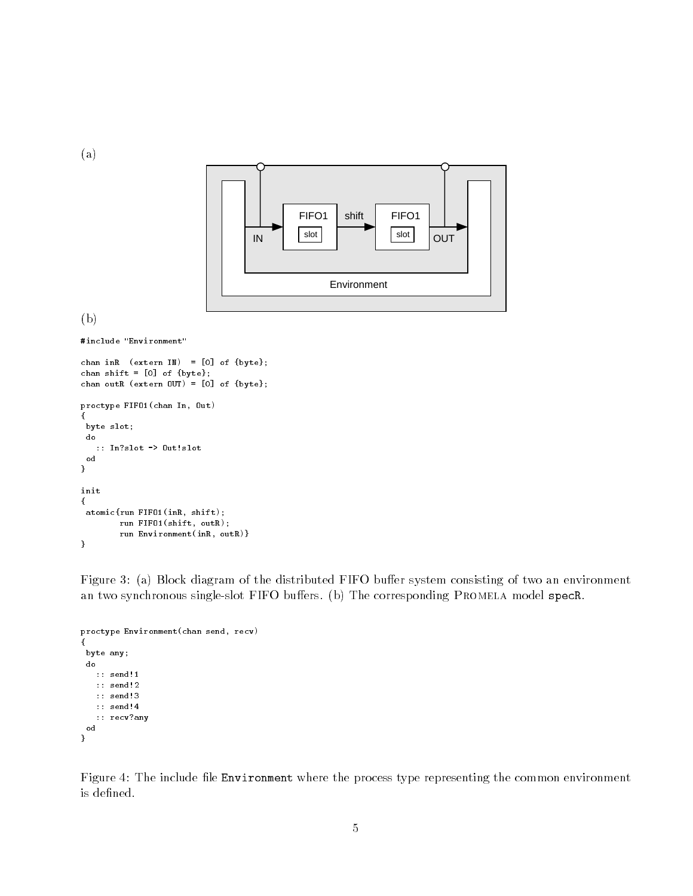(a)

(b)

```
#include "Environment"

chan inR  (extern IN)  = [0] of {byte};
chan shift = [0] of {byte};
chan outR (extern OUT) = [0] of {byte};

proctype FIFO1(chan In, Out)
{
 byte slot;
 do
   :: In?slot -> Out!slot
 od
}

init
{
 atomic{run FIFO1(inR, shift);
        run FIFO1(shift, outR);
        run Environment(inR, outR)}
}
```

Figure 3: (a) Block diagram of the distributed FIFO buffer system consisting of two an environment an two synchronous single-slot FIFO buffers. (b) The corresponding PROMELA model `specR`.

```
proctype Environment(chan send, recv)
{
 byte any;
 do
   :: send!1
   :: send!2
   :: send!3
   :: send!4
   :: recv?any
 od
}
```

Figure 4: The include file `Environment` where the process type representing the common environment is defined.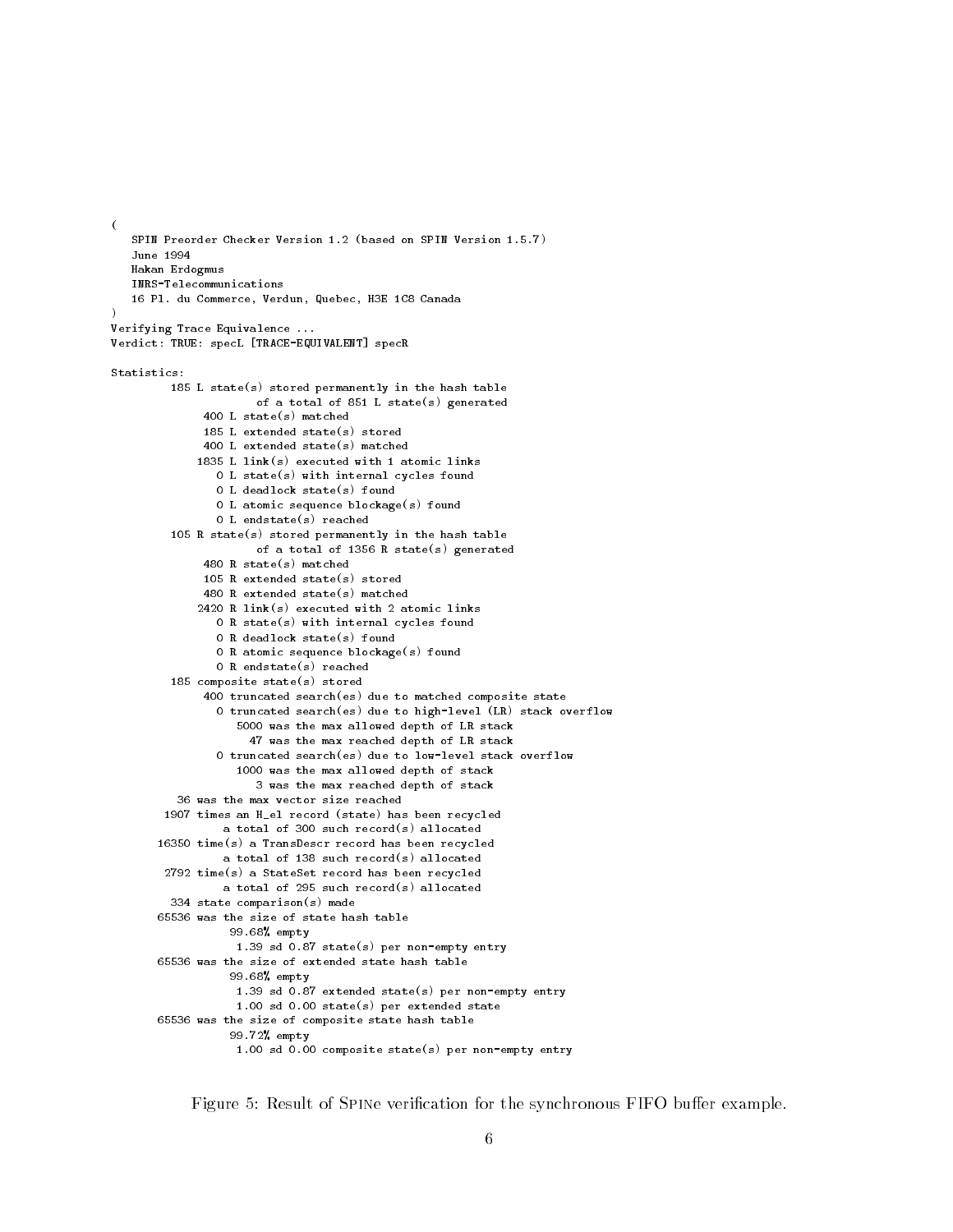```
(
   SPIN Preorder Checker Version 1.2 (based on SPIN Version 1.5.7)
   June 1994
   Hakan Erdogmus
   INRS-Telecommunications
   16 Pl. du Commerce, Verdun, Quebec, H3E 1C8 Canada
)
Verifying Trace Equivalence ...
Verdict: TRUE: specL [TRACE-EQUIVALENT] specR

Statistics:
         185 L state(s) stored permanently in the hash table
                     of a total of 851 L state(s) generated
             400 L state(s) matched
             185 L extended state(s) stored
             400 L extended state(s) matched
            1835 L link(s) executed with 1 atomic links
               0 L state(s) with internal cycles found
               0 L deadlock state(s) found
               0 L atomic sequence blockage(s) found
               0 L endstate(s) reached
         105 R state(s) stored permanently in the hash table
                     of a total of 1356 R state(s) generated
             480 R state(s) matched
             105 R extended state(s) stored
             480 R extended state(s) matched
            2420 R link(s) executed with 2 atomic links
               0 R state(s) with internal cycles found
               0 R deadlock state(s) found
               0 R atomic sequence blockage(s) found
               0 R endstate(s) reached
         185 composite state(s) stored
             400 truncated search(es) due to matched composite state
               0 truncated search(es) due to high-level (LR) stack overflow
                  5000 was the max allowed depth of LR stack
                    47 was the max reached depth of LR stack
               0 truncated search(es) due to low-level stack overflow
                  1000 was the max allowed depth of stack
                     3 was the max reached depth of stack
          36 was the max vector size reached
        1907 times an H_el record (state) has been recycled
                a total of 300 such record(s) allocated
       16350 time(s) a TransDescr record has been recycled
                a total of 138 such record(s) allocated
        2792 time(s) a StateSet record has been recycled
                a total of 295 such record(s) allocated
         334 state comparison(s) made
       65536 was the size of state hash table
                  99.68% empty
                   1.39 sd 0.87 state(s) per non-empty entry
       65536 was the size of extended state hash table
                  99.68% empty
                   1.39 sd 0.87 extended state(s) per non-empty entry
                   1.00 sd 0.00 state(s) per extended state
       65536 was the size of composite state hash table
                  99.72% empty
                   1.00 sd 0.00 composite state(s) per non-empty entry
```

Figure 5: Result of SPINE verification for the synchronous FIFO buffer example.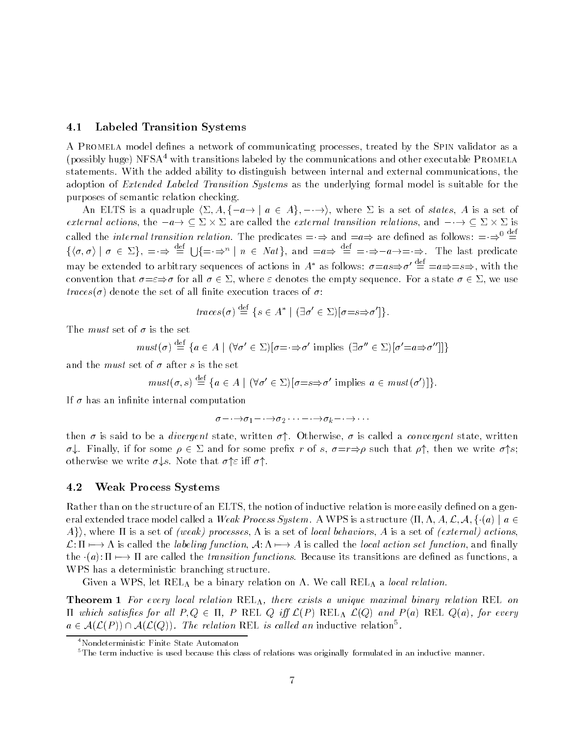## 4.1 Labeled Transition Systems

A Promela model defines a network of communicating processes, treated by the Spin validator as a (possibly huge) NFSA[4] with transitions labeled by the communications and other executable Promela statements. With the added ability to distinguish between internal and external communications, the adoption of *Extended Labeled Transition Systems* as the underlying formal model is suitable for the purposes of semantic relation checking.

An ELTS is a quadruple $\langle \Sigma, A, \{-a\rightarrow \mid a \in A\}, -\cdot\rightarrow \rangle$, where $\Sigma$ is a set of *states*, $A$ is a set of *external actions*, the $-a\rightarrow \subseteq \Sigma \times \Sigma$ are called the *external transition relations*, and $-\cdot\rightarrow \subseteq \Sigma \times \Sigma$ is called the *internal transition relation*. The predicates $=\cdot\Rightarrow$ and $=a\Rightarrow$ are defined as follows: $=\cdot\Rightarrow^0 \stackrel{\text{def}}{=} \{\langle \sigma, \sigma \rangle \mid \sigma \in \Sigma\}$, $=\cdot\Rightarrow \stackrel{\text{def}}{=} \bigcup \{=\cdot\Rightarrow^n \mid n \in Nat\}$, and $=a\Rightarrow \stackrel{\text{def}}{=} =\cdot\Rightarrow -a\rightarrow =\cdot\Rightarrow$. The last predicate may be extended to arbitrary sequences of actions in $A^*$ as follows: $\sigma{=}as{\Rightarrow}\sigma' \stackrel{\text{def}}{=} =a\Rightarrow=s\Rightarrow$, with the convention that $\sigma{=}\varepsilon{\Rightarrow}\sigma$ for all $\sigma \in \Sigma$, where $\varepsilon$ denotes the empty sequence. For a state $\sigma \in \Sigma$, we use $traces(\sigma)$ denote the set of all finite execution traces of $\sigma$:

$$traces(\sigma) \stackrel{\text{def}}{=} \{s \in A^* \mid (\exists \sigma' \in \Sigma)[\sigma{=}s{\Rightarrow}\sigma']\}.$$

The *must* set of $\sigma$ is the set

$$must(\sigma) \stackrel{\text{def}}{=} \{a \in A \mid (\forall \sigma' \in \Sigma)[\sigma{=}\cdot{\Rightarrow}\sigma' \text{ implies } (\exists \sigma'' \in \Sigma)[\sigma'{=}a{\Rightarrow}\sigma'']]\}$$

and the *must* set of $\sigma$ after $s$ is the set

$$must(\sigma, s) \stackrel{\text{def}}{=} \{a \in A \mid (\forall \sigma' \in \Sigma)[\sigma{=}s{\Rightarrow}\sigma' \text{ implies } a \in must(\sigma')]\}.$$

If $\sigma$ has an infinite internal computation

$$\sigma -\cdot\rightarrow \sigma_1 -\cdot\rightarrow \sigma_2 \cdots -\cdot\rightarrow \sigma_k -\cdot\rightarrow \cdots$$

then $\sigma$ is said to be a *divergent* state, written $\sigma\uparrow$. Otherwise, $\sigma$ is called a *convergent* state, written $\sigma\downarrow$. Finally, if for some $\rho \in \Sigma$ and for some prefix $r$ of $s$, $\sigma{=}r{\Rightarrow}\rho$ such that $\rho\uparrow$, then we write $\sigma\uparrow s$; otherwise we write $\sigma\downarrow s$. Note that $\sigma\uparrow\varepsilon$ iff $\sigma\uparrow$.

## 4.2 Weak Process Systems

Rather than on the structure of an ELTS, the notion of inductive relation is more easily defined on a general extended trace model called a *Weak Process System*. A WPS is a structure $\langle \Pi, \Lambda, A, \mathcal{L}, \mathcal{A}, \{\cdot(a) \mid a \in A\}\rangle$, where $\Pi$ is a set of *(weak) processes*, $\Lambda$ is a set of *local behaviors*, $A$ is a set of *(external) actions*, $\mathcal{L}\colon \Pi \longmapsto \Lambda$ is called the *labeling function*, $\mathcal{A}\colon \Lambda \longmapsto A$ is called the *local action set function*, and finally the $\cdot(a)\colon \Pi \longmapsto \Pi$ are called the *transition functions*. Because its transitions are defined as functions, a WPS has a deterministic branching structure.

Given a WPS, let $\text{REL}_\Lambda$ be a binary relation on $\Lambda$. We call $\text{REL}_\Lambda$ a *local relation*.

**Theorem 1** *For every local relation* $\text{REL}_\Lambda$*, there exists a unique maximal binary relation* REL *on* $\Pi$ *which satisfies for all* $P, Q \in \Pi$*,* $P$ REL $Q$ *iff* $\mathcal{L}(P)$ $\text{REL}_\Lambda$ $\mathcal{L}(Q)$ *and* $P(a)$ REL $Q(a)$*, for every* $a \in \mathcal{A}(\mathcal{L}(P)) \cap \mathcal{A}(\mathcal{L}(Q))$*. The relation* REL *is called an* inductive relation[5]*.*

[4] Nondeterministic Finite State Automaton

[5] The term inductive is used because this class of relations was originally formulated in an inductive manner.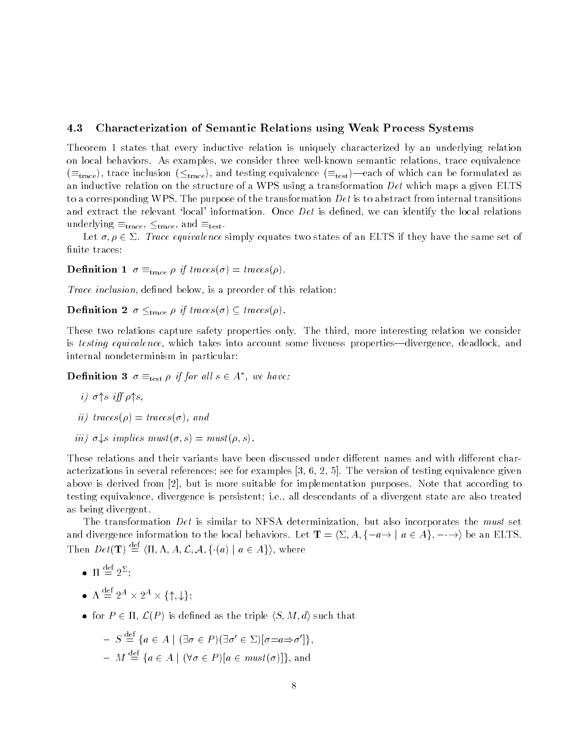### 4.3 Characterization of Semantic Relations using Weak Process Systems

Theorem 1 states that every inductive relation is uniquely characterized by an underlying relation on local behaviors. As examples, we consider three well-known semantic relations, trace equivalence ($\equiv_{\rm trace}$), trace inclusion ($\leq_{\rm trace}$), and testing equivalence ($\equiv_{\rm test}$)—each of which can be formulated as an inductive relation on the structure of a WPS using a transformation *Det* which maps a given ELTS to a corresponding WPS. The purpose of the transformation *Det* is to abstract from internal transitions and extract the relevant 'local' information. Once *Det* is defined, we can identify the local relations underlying $\equiv_{\rm trace}$, $\leq_{\rm trace}$, and $\equiv_{\rm test}$.

Let $\sigma, \rho \in \Sigma$. *Trace equivalence* simply equates two states of an ELTS if they have the same set of finite traces:

**Definition 1** *$\sigma \equiv_{\rm trace} \rho$ if $traces(\sigma) = traces(\rho)$.*

*Trace inclusion*, defined below, is a preorder of this relation:

**Definition 2** *$\sigma \leq_{\rm trace} \rho$ if $traces(\sigma) \subseteq traces(\rho)$.*

These two relations capture safety properties only. The third, more interesting relation we consider is *testing equivalence*, which takes into account some liveness properties—divergence, deadlock, and internal nondeterminism in particular:

**Definition 3** *$\sigma \equiv_{\rm test} \rho$ if for all $s \in A^*$, we have:*

*i) $\sigma{\uparrow}s$ iff $\rho{\uparrow}s$,*

*ii) $traces(\rho) = traces(\sigma)$, and*

*iii) $\sigma{\downarrow}s$ implies $must(\sigma, s) = must(\rho, s)$.*

These relations and their variants have been discussed under different names and with different characterizations in several references; see for examples [3, 6, 2, 5]. The version of testing equivalence given above is derived from [2], but is more suitable for implementation purposes. Note that according to testing equivalence, divergence is persistent; i.e., all descendants of a divergent state are also treated as being divergent.

The transformation *Det* is similar to NFSA determinization, but also incorporates the *must* set and divergence information to the local behaviors. Let $\mathbf{T} = \langle \Sigma, A, \{-a\rightarrow \mid a \in A\}, -\cdot\rightarrow \rangle$ be an ELTS. Then $Det(\mathbf{T}) \stackrel{\rm def}{=} \langle \Pi, \Lambda, A, \mathcal{L}, \mathcal{A}, \{\cdot(a) \mid a \in A\} \rangle$, where

- $\Pi \stackrel{\rm def}{=} 2^{\Sigma}$;
- $\Lambda \stackrel{\rm def}{=} 2^A \times 2^A \times \{\uparrow, \downarrow\}$;
- for $P \in \Pi$, $\mathcal{L}(P)$ is defined as the triple $\langle S, M, d \rangle$ such that
  - $S \stackrel{\rm def}{=} \{a \in A \mid (\exists \sigma \in P)(\exists \sigma' \in \Sigma)[\sigma {=} a {\Rightarrow} \sigma']\}$,
  - $M \stackrel{\rm def}{=} \{a \in A \mid (\forall \sigma \in P)[a \in must(\sigma)]\}$, and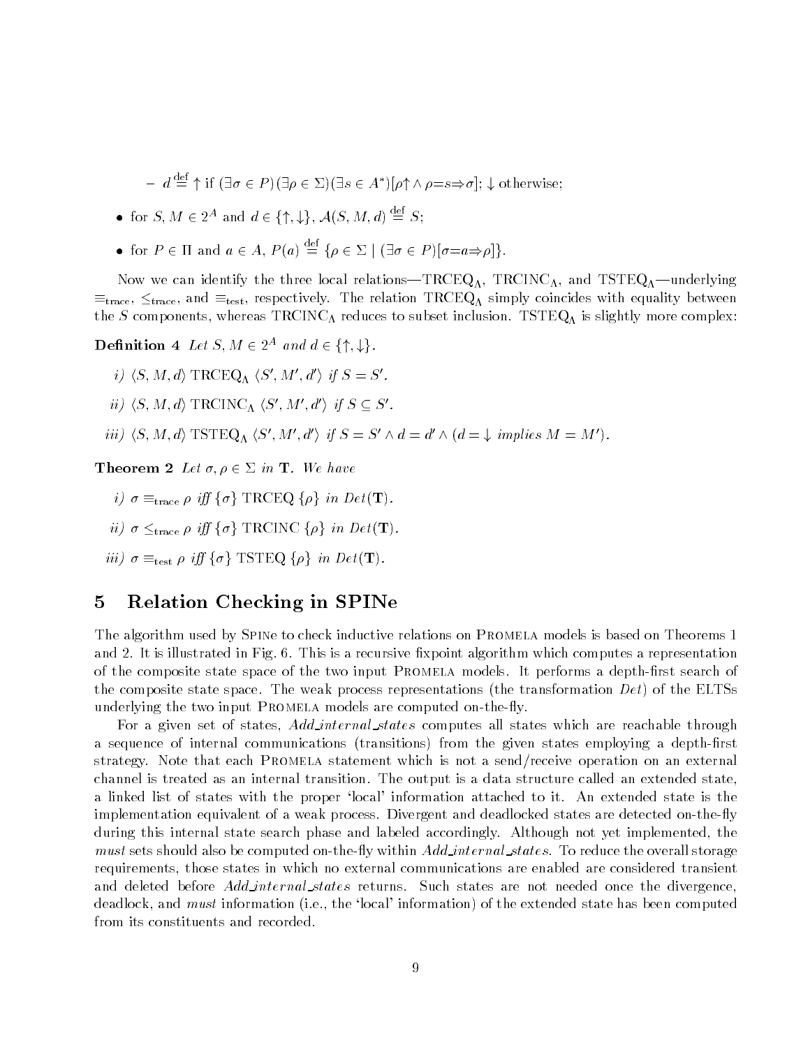- $d \stackrel{\text{def}}{=} \uparrow$ if $(\exists \sigma \in P)(\exists \rho \in \Sigma)(\exists s \in A^*)[\rho\uparrow \wedge \rho{=}s{\Rightarrow}\sigma]$; $\downarrow$ otherwise;

- for $S, M \in 2^A$ and $d \in \{\uparrow, \downarrow\}$, $\mathcal{A}(S, M, d) \stackrel{\text{def}}{=} S$;
- for $P \in \Pi$ and $a \in A$, $P(a) \stackrel{\text{def}}{=} \{\rho \in \Sigma \mid (\exists \sigma \in P)[\sigma{=}a{\Rightarrow}\rho]\}$.

Now we can identify the three local relations—$\text{TRCEQ}_\Lambda$, $\text{TRCINC}_\Lambda$, and $\text{TSTEQ}_\Lambda$—underlying $\equiv_{\text{trace}}$, $\leq_{\text{trace}}$, and $\equiv_{\text{test}}$, respectively. The relation $\text{TRCEQ}_\Lambda$ simply coincides with equality between the $S$ components, whereas $\text{TRCINC}_\Lambda$ reduces to subset inclusion. $\text{TSTEQ}_\Lambda$ is slightly more complex:

**Definition 4** *Let $S, M \in 2^A$ and $d \in \{\uparrow, \downarrow\}$.*

*i)* $\langle S, M, d\rangle$ $\text{TRCEQ}_\Lambda$ $\langle S', M', d'\rangle$ *if* $S = S'$.

*ii)* $\langle S, M, d\rangle$ $\text{TRCINC}_\Lambda$ $\langle S', M', d'\rangle$ *if* $S \subseteq S'$.

*iii)* $\langle S, M, d\rangle$ $\text{TSTEQ}_\Lambda$ $\langle S', M', d'\rangle$ *if* $S = S' \wedge d = d' \wedge (d = \downarrow$ *implies* $M = M')$.

**Theorem 2** *Let $\sigma, \rho \in \Sigma$ in* $\mathbf{T}$. *We have*

*i)* $\sigma \equiv_{\text{trace}} \rho$ *iff* $\{\sigma\}$ TRCEQ $\{\rho\}$ *in* $Det(\mathbf{T})$.

*ii)* $\sigma \leq_{\text{trace}} \rho$ *iff* $\{\sigma\}$ TRCINC $\{\rho\}$ *in* $Det(\mathbf{T})$.

*iii)* $\sigma \equiv_{\text{test}} \rho$ *iff* $\{\sigma\}$ TSTEQ $\{\rho\}$ *in* $Det(\mathbf{T})$.

## 5 Relation Checking in SPINe

The algorithm used by SPINe to check inductive relations on PROMELA models is based on Theorems 1 and 2. It is illustrated in Fig. 6. This is a recursive fixpoint algorithm which computes a representation of the composite state space of the two input PROMELA models. It performs a depth-first search of the composite state space. The weak process representations (the transformation $Det$) of the ELTSs underlying the two input PROMELA models are computed on-the-fly.

For a given set of states, *Add_internal_states* computes all states which are reachable through a sequence of internal communications (transitions) from the given states employing a depth-first strategy. Note that each PROMELA statement which is not a send/receive operation on an external channel is treated as an internal transition. The output is a data structure called an extended state, a linked list of states with the proper 'local' information attached to it. An extended state is the implementation equivalent of a weak process. Divergent and deadlocked states are detected on-the-fly during this internal state search phase and labeled accordingly. Although not yet implemented, the *must* sets should also be computed on-the-fly within *Add_internal_states*. To reduce the overall storage requirements, those states in which no external communications are enabled are considered transient and deleted before *Add_internal_states* returns. Such states are not needed once the divergence, deadlock, and *must* information (i.e., the 'local' information) of the extended state has been computed from its constituents and recorded.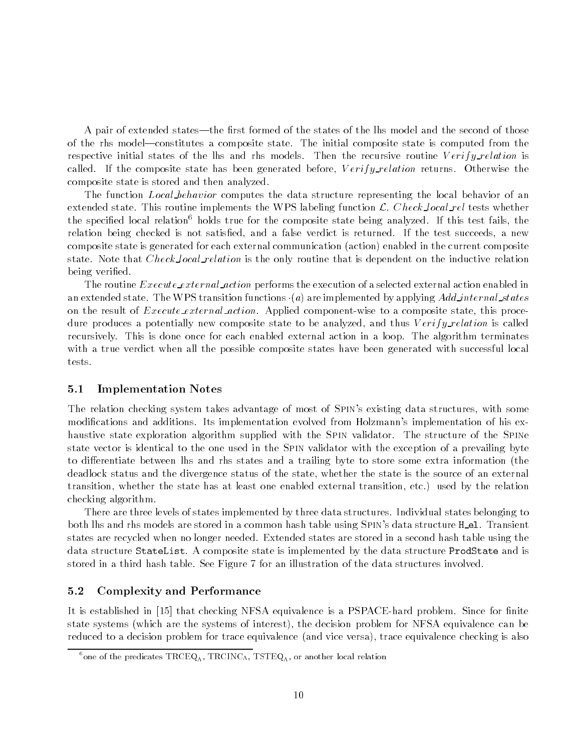A pair of extended states—the first formed of the states of the lhs model and the second of those of the rhs model—constitutes a composite state. The initial composite state is computed from the respective initial states of the lhs and rhs models. Then the recursive routine *Verify_relation* is called. If the composite state has been generated before, *Verify_relation* returns. Otherwise the composite state is stored and then analyzed.

The function *Local_behavior* computes the data structure representing the local behavior of an extended state. This routine implements the WPS labeling function $\mathcal{L}$. *Check_local_rel* tests whether the specified local relation[6] holds true for the composite state being analyzed. If this test fails, the relation being checked is not satisfied, and a false verdict is returned. If the test succeeds, a new composite state is generated for each external communication (action) enabled in the current composite state. Note that *Check_local_relation* is the only routine that is dependent on the inductive relation being verified.

The routine *Execute_external_action* performs the execution of a selected external action enabled in an extended state. The WPS transition functions $\cdot(a)$ are implemented by applying *Add_internal_states* on the result of *Execute_external_action*. Applied component-wise to a composite state, this procedure produces a potentially new composite state to be analyzed, and thus *Verify_relation* is called recursively. This is done once for each enabled external action in a loop. The algorithm terminates with a true verdict when all the possible composite states have been generated with successful local tests.

## 5.1 Implementation Notes

The relation checking system takes advantage of most of Spin's existing data structures, with some modifications and additions. Its implementation evolved from Holzmann's implementation of his exhaustive state exploration algorithm supplied with the Spin validator. The structure of the SpiNe state vector is identical to the one used in the Spin validator with the exception of a prevailing byte to differentiate between lhs and rhs states and a trailing byte to store some extra information (the deadlock status and the divergence status of the state, whether the state is the source of an external transition, whether the state has at least one enabled external transition, etc.) used by the relation checking algorithm.

There are three levels of states implemented by three data structures. Individual states belonging to both lhs and rhs models are stored in a common hash table using Spin's data structure `H_el`. Transient states are recycled when no longer needed. Extended states are stored in a second hash table using the data structure `StateList`. A composite state is implemented by the data structure `ProdState` and is stored in a third hash table. See Figure 7 for an illustration of the data structures involved.

## 5.2 Complexity and Performance

It is established in [15] that checking NFSA equivalence is a PSPACE-hard problem. Since for finite state systems (which are the systems of interest), the decision problem for NFSA equivalence can be reduced to a decision problem for trace equivalence (and vice versa), trace equivalence checking is also

[6] one of the predicates $\mathrm{TRCEQ}_\Lambda$, $\mathrm{TRCINC}_\Lambda$, $\mathrm{TSTEQ}_\Lambda$, or another local relation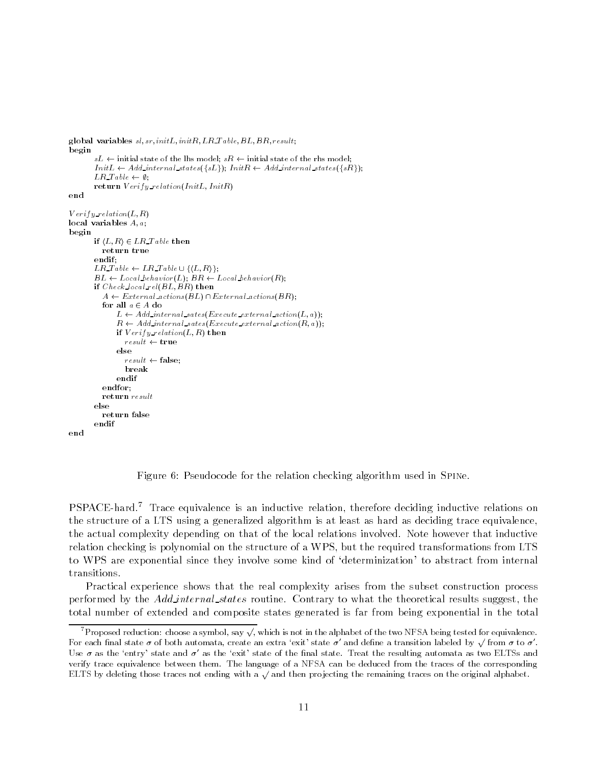```
global variables sl, sr, initL, initR, LR_Table, BL, BR, result;
begin
    sL ← initial state of the lhs model; sR ← initial state of the rhs model;
    InitL ← Add_internal_states({sL}); InitR ← Add_internal_states({sR});
    LR_Table ← ∅;
    return Verify_relation(InitL, InitR)
end

Verify_relation(L, R)
local variables A, a;
begin
    if ⟨L, R⟩ ∈ LR_Table then
      return true
    endif;
    LR_Table ← LR_Table ∪ {⟨L, R⟩};
    BL ← Local_behavior(L); BR ← Local_behavior(R);
    if Check_local_rel(BL, BR) then
      A ← External_actions(BL) ∩ External_actions(BR);
      for all a ∈ A do
          L ← Add_internal_sates(Execute_external_action(L, a));
          R ← Add_internal_sates(Execute_external_action(R, a));
          if Verify_relation(L, R) then
            result ← true
          else
            result ← false;
            break
          endif
      endfor;
      return result
    else
      return false
    endif
end
```

Figure 6: Pseudocode for the relation checking algorithm used in SPINe.

PSPACE-hard.[7] Trace equivalence is an inductive relation, therefore deciding inductive relations on the structure of a LTS using a generalized algorithm is at least as hard as deciding trace equivalence, the actual complexity depending on that of the local relations involved. Note however that inductive relation checking is polynomial on the structure of a WPS, but the required transformations from LTS to WPS are exponential since they involve some kind of 'determinization' to abstract from internal transitions.

Practical experience shows that the real complexity arises from the subset construction process performed by the *Add_internal_states* routine. Contrary to what the theoretical results suggest, the total number of extended and composite states generated is far from being exponential in the total

[7] Proposed reduction: choose a symbol, say $\surd$, which is not in the alphabet of the two NFSA being tested for equivalence. For each final state $\sigma$ of both automata, create an extra 'exit' state $\sigma'$ and define a transition labeled by $\surd$ from $\sigma$ to $\sigma'$. Use $\sigma$ as the 'entry' state and $\sigma'$ as the 'exit' state of the final state. Treat the resulting automata as two ELTSs and verify trace equivalence between them. The language of a NFSA can be deduced from the traces of the corresponding ELTS by deleting those traces not ending with a $\surd$ and then projecting the remaining traces on the original alphabet.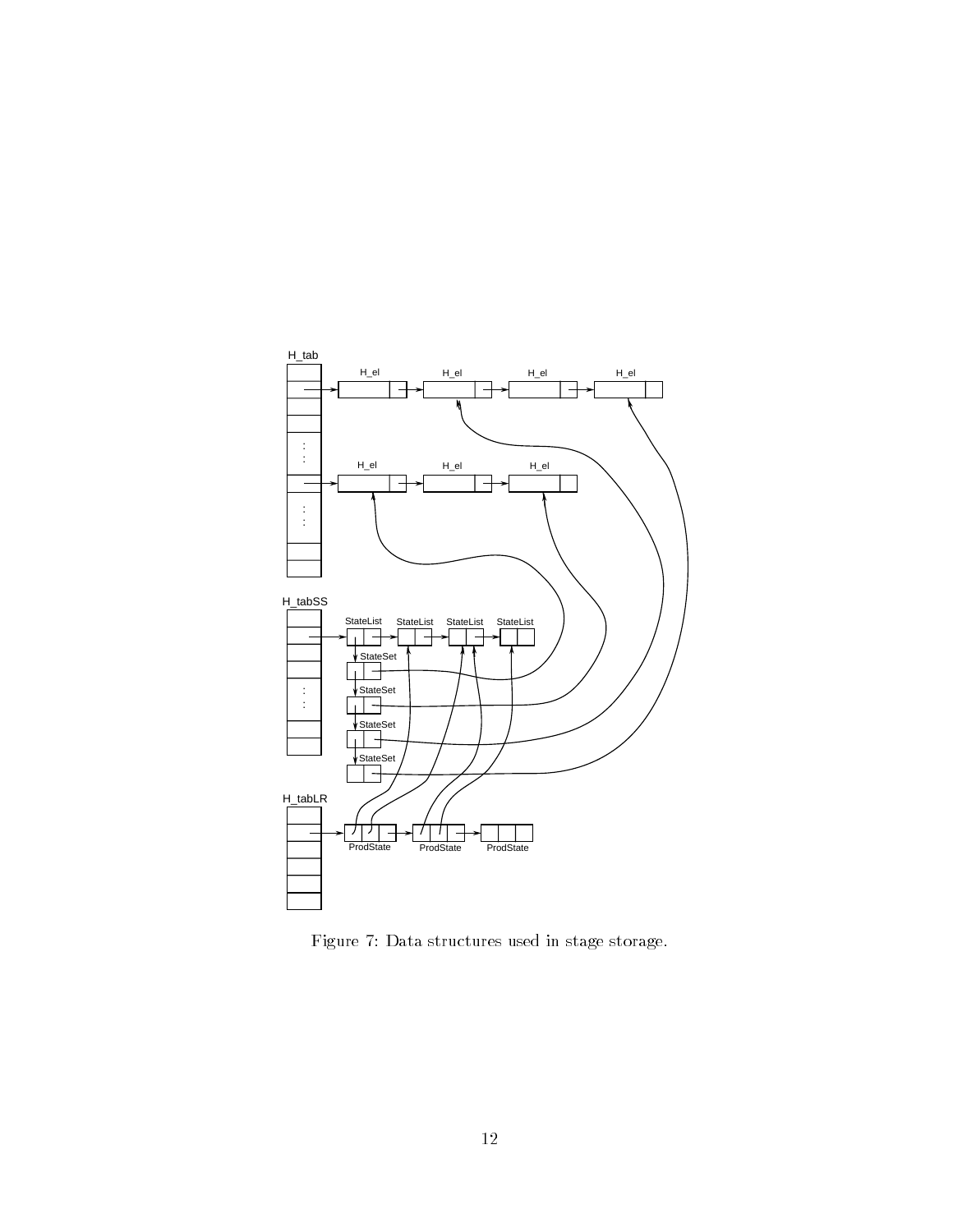Figure 7: Data structures used in stage storage.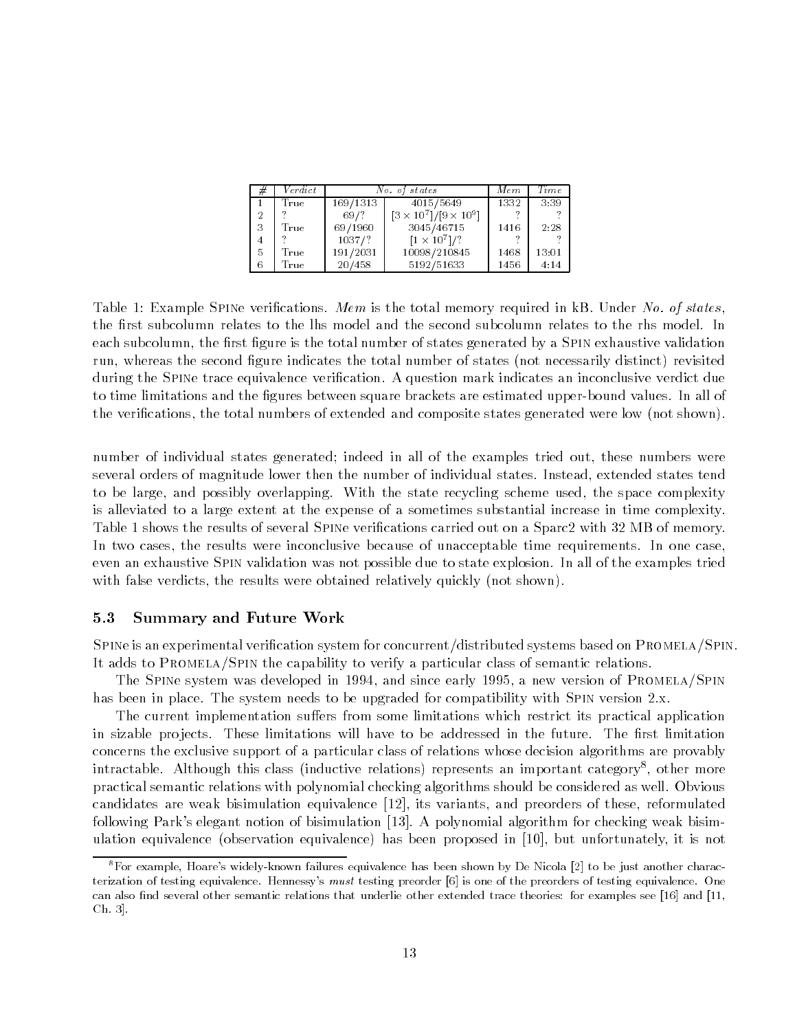| # | *Verdict* | *No. of states* | | *Mem* | *Time* |
|---|---|---|---|---|---|
| 1 | True | 169/1313 | 4015/5649 | 1332 | 3:39 |
| 2 | ? | 69/? | $[3 \times 10^7]/[9 \times 10^9]$ | ? | ? |
| 3 | True | 69/1960 | 3045/46715 | 1416 | 2:28 |
| 4 | ? | 1037/? | $[1 \times 10^7]$/? | ? | ? |
| 5 | True | 191/2031 | 10098/210845 | 1468 | 13:01 |
| 6 | True | 20/458 | 5192/51633 | 1456 | 4:14 |

Table 1: Example SPINe verifications. *Mem* is the total memory required in kB. Under *No. of states*, the first subcolumn relates to the lhs model and the second subcolumn relates to the rhs model. In each subcolumn, the first figure is the total number of states generated by a SPIN exhaustive validation run, whereas the second figure indicates the total number of states (not necessarily distinct) revisited during the SPINe trace equivalence verification. A question mark indicates an inconclusive verdict due to time limitations and the figures between square brackets are estimated upper-bound values. In all of the verifications, the total numbers of extended and composite states generated were low (not shown).

number of individual states generated; indeed in all of the examples tried out, these numbers were several orders of magnitude lower then the number of individual states. Instead, extended states tend to be large, and possibly overlapping. With the state recycling scheme used, the space complexity is alleviated to a large extent at the expense of a sometimes substantial increase in time complexity. Table 1 shows the results of several SPINe verifications carried out on a Sparc2 with 32 MB of memory. In two cases, the results were inconclusive because of unacceptable time requirements. In one case, even an exhaustive SPIN validation was not possible due to state explosion. In all of the examples tried with false verdicts, the results were obtained relatively quickly (not shown).

### 5.3 Summary and Future Work

SPINe is an experimental verification system for concurrent/distributed systems based on PROMELA/SPIN. It adds to PROMELA/SPIN the capability to verify a particular class of semantic relations.

The SPINe system was developed in 1994, and since early 1995, a new version of PROMELA/SPIN has been in place. The system needs to be upgraded for compatibility with SPIN version 2.x.

The current implementation suffers from some limitations which restrict its practical application in sizable projects. These limitations will have to be addressed in the future. The first limitation concerns the exclusive support of a particular class of relations whose decision algorithms are provably intractable. Although this class (inductive relations) represents an important category[8], other more practical semantic relations with polynomial checking algorithms should be considered as well. Obvious candidates are weak bisimulation equivalence [12], its variants, and preorders of these, reformulated following Park's elegant notion of bisimulation [13]. A polynomial algorithm for checking weak bisimulation equivalence (observation equivalence) has been proposed in [10], but unfortunately, it is not

[8] For example, Hoare's widely-known failures equivalence has been shown by De Nicola [2] to be just another characterization of testing equivalence. Hennessy's *must* testing preorder [6] is one of the preorders of testing equivalence. One can also find several other semantic relations that underlie other extended trace theories: for examples see [16] and [11, Ch. 3].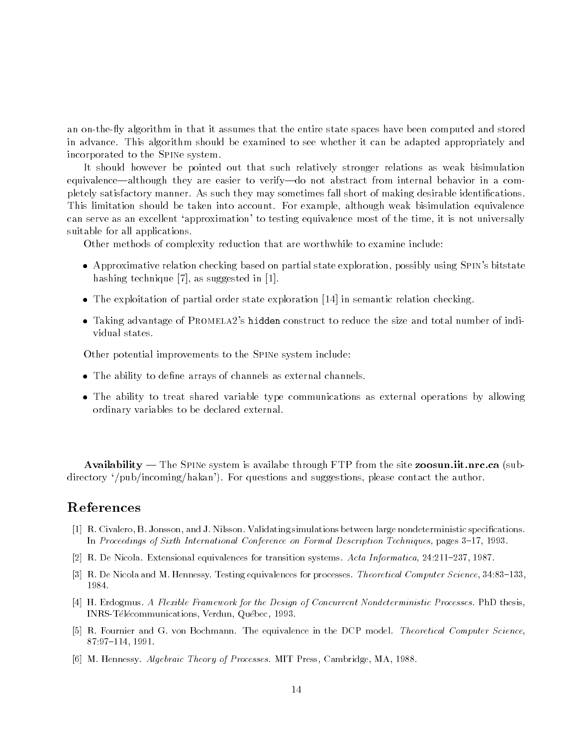an on-the-fly algorithm in that it assumes that the entire state spaces have been computed and stored in advance. This algorithm should be examined to see whether it can be adapted appropriately and incorporated to the SPINe system.

It should however be pointed out that such relatively stronger relations as weak bisimulation equivalence—although they are easier to verify—do not abstract from internal behavior in a completely satisfactory manner. As such they may sometimes fall short of making desirable identifications. This limitation should be taken into account. For example, although weak bisimulation equivalence can serve as an excellent 'approximation' to testing equivalence most of the time, it is not universally suitable for all applications.

Other methods of complexity reduction that are worthwhile to examine include:

- Approximative relation checking based on partial state exploration, possibly using SPIN's bitstate hashing technique [7], as suggested in [1].
- The exploitation of partial order state exploration [14] in semantic relation checking.
- Taking advantage of PROMELA2's `hidden` construct to reduce the size and total number of individual states.

Other potential improvements to the SPINe system include:

- The ability to define arrays of channels as external channels.
- The ability to treat shared variable type communications as external operations by allowing ordinary variables to be declared external.

**Availability** — The SPINe system is availabe through FTP from the site **zoosun.iit.nrc.ca** (subdirectory '/pub/incoming/hakan'). For questions and suggestions, please contact the author.

## References

[1] R. Civalero, B. Jonsson, and J. Nilsson. Validating simulations between large nondeterministic specifications. In *Proceedings of Sixth International Conference on Formal Description Techniques*, pages 3–17, 1993.

[2] R. De Nicola. Extensional equivalences for transition systems. *Acta Informatica*, 24:211–237, 1987.

[3] R. De Nicola and M. Hennessy. Testing equivalences for processes. *Theoretical Computer Science*, 34:83–133, 1984.

[4] H. Erdogmus. *A Flexible Framework for the Design of Concurrent Nondeterministic Processes*. PhD thesis, INRS-Télécommunications, Verdun, Québec, 1993.

[5] R. Fournier and G. von Bochmann. The equivalence in the DCP model. *Theoretical Computer Science*, 87:97–114, 1991.

[6] M. Hennessy. *Algebraic Theory of Processes*. MIT Press, Cambridge, MA, 1988.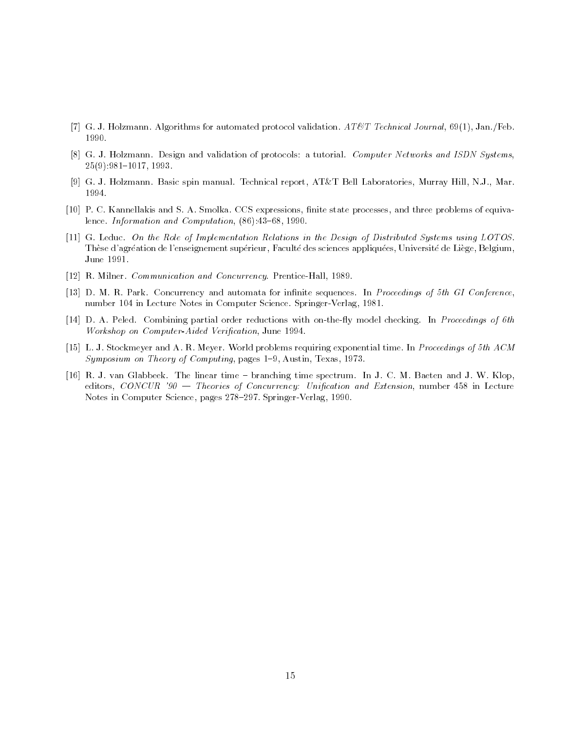[7] G. J. Holzmann. Algorithms for automated protocol validation. *AT&T Technical Journal*, 69(1), Jan./Feb. 1990.

[8] G. J. Holzmann. Design and validation of protocols: a tutorial. *Computer Networks and ISDN Systems*, 25(9):981–1017, 1993.

[9] G. J. Holzmann. Basic spin manual. Technical report, AT&T Bell Laboratories, Murray Hill, N.J., Mar. 1994.

[10] P. C. Kannellakis and S. A. Smolka. CCS expressions, finite state processes, and three problems of equivalence. *Information and Computation*, (86):43–68, 1990.

[11] G. Leduc. *On the Role of Implementation Relations in the Design of Distributed Systems using LOTOS*. Thèse d'agréation de l'enseignement supérieur, Faculté des sciences appliquées, Université de Liège, Belgium, June 1991.

[12] R. Milner. *Communication and Concurrency*. Prentice-Hall, 1989.

[13] D. M. R. Park. Concurrency and automata for infinite sequences. In *Proceedings of 5th GI Conference*, number 104 in Lecture Notes in Computer Science. Springer-Verlag, 1981.

[14] D. A. Peled. Combining partial order reductions with on-the-fly model checking. In *Proceedings of 6th Workshop on Computer-Aided Verification*, June 1994.

[15] L. J. Stockmeyer and A. R. Meyer. World problems requiring exponential time. In *Proceedings of 5th ACM Symposium on Theory of Computing*, pages 1–9, Austin, Texas, 1973.

[16] R. J. van Glabbeek. The linear time – branching time spectrum. In J. C. M. Baeten and J. W. Klop, editors, *CONCUR '90 — Theories of Concurrency: Unification and Extension*, number 458 in Lecture Notes in Computer Science, pages 278–297. Springer-Verlag, 1990.